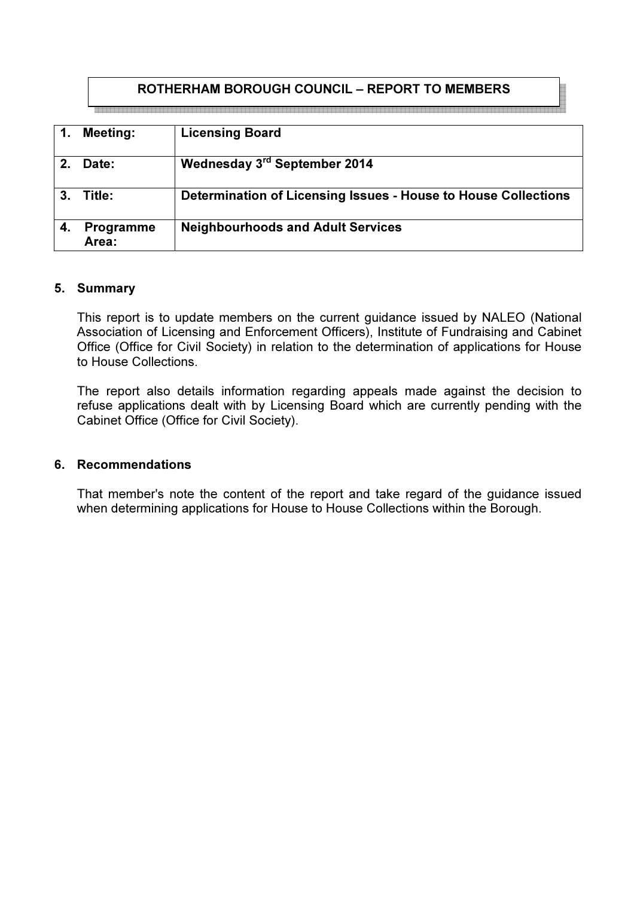## ROTHERHAM BOROUGH COUNCIL – REPORT TO MEMBERS

| | |
|---|---|
| **1. Meeting:** | **Licensing Board** |
| **2. Date:** | **Wednesday 3rd September 2014** |
| **3. Title:** | **Determination of Licensing Issues - House to House Collections** |
| **4. Programme Area:** | **Neighbourhoods and Adult Services** |

### 5. Summary

This report is to update members on the current guidance issued by NALEO (National Association of Licensing and Enforcement Officers), Institute of Fundraising and Cabinet Office (Office for Civil Society) in relation to the determination of applications for House to House Collections.

The report also details information regarding appeals made against the decision to refuse applications dealt with by Licensing Board which are currently pending with the Cabinet Office (Office for Civil Society).

### 6. Recommendations

That member's note the content of the report and take regard of the guidance issued when determining applications for House to House Collections within the Borough.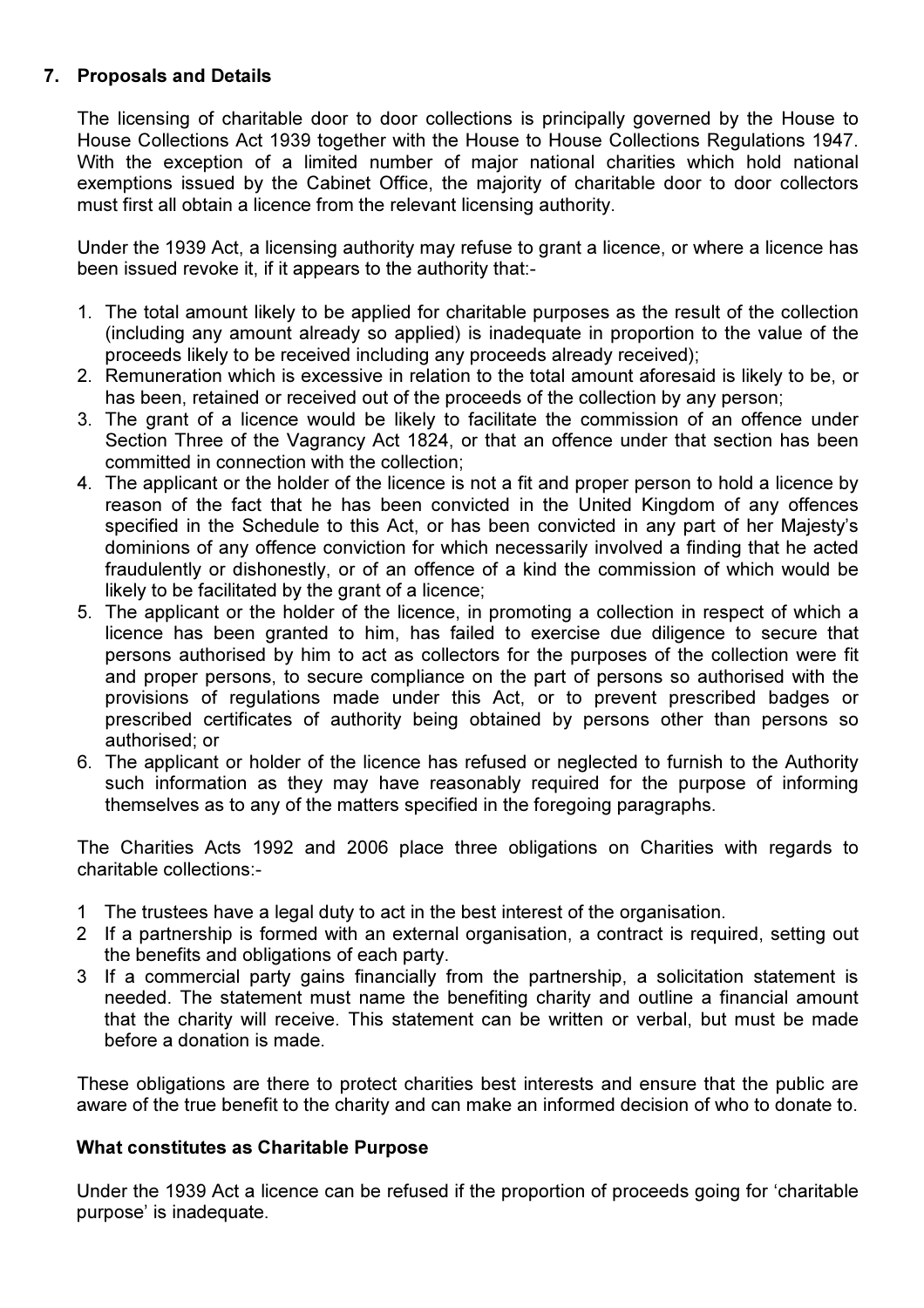## 7. Proposals and Details

The licensing of charitable door to door collections is principally governed by the House to House Collections Act 1939 together with the House to House Collections Regulations 1947. With the exception of a limited number of major national charities which hold national exemptions issued by the Cabinet Office, the majority of charitable door to door collectors must first all obtain a licence from the relevant licensing authority.

Under the 1939 Act, a licensing authority may refuse to grant a licence, or where a licence has been issued revoke it, if it appears to the authority that:-

1. The total amount likely to be applied for charitable purposes as the result of the collection (including any amount already so applied) is inadequate in proportion to the value of the proceeds likely to be received including any proceeds already received);
2. Remuneration which is excessive in relation to the total amount aforesaid is likely to be, or has been, retained or received out of the proceeds of the collection by any person;
3. The grant of a licence would be likely to facilitate the commission of an offence under Section Three of the Vagrancy Act 1824, or that an offence under that section has been committed in connection with the collection;
4. The applicant or the holder of the licence is not a fit and proper person to hold a licence by reason of the fact that he has been convicted in the United Kingdom of any offences specified in the Schedule to this Act, or has been convicted in any part of her Majesty's dominions of any offence conviction for which necessarily involved a finding that he acted fraudulently or dishonestly, or of an offence of a kind the commission of which would be likely to be facilitated by the grant of a licence;
5. The applicant or the holder of the licence, in promoting a collection in respect of which a licence has been granted to him, has failed to exercise due diligence to secure that persons authorised by him to act as collectors for the purposes of the collection were fit and proper persons, to secure compliance on the part of persons so authorised with the provisions of regulations made under this Act, or to prevent prescribed badges or prescribed certificates of authority being obtained by persons other than persons so authorised; or
6. The applicant or holder of the licence has refused or neglected to furnish to the Authority such information as they may have reasonably required for the purpose of informing themselves as to any of the matters specified in the foregoing paragraphs.

The Charities Acts 1992 and 2006 place three obligations on Charities with regards to charitable collections:-

1. The trustees have a legal duty to act in the best interest of the organisation.
2. If a partnership is formed with an external organisation, a contract is required, setting out the benefits and obligations of each party.
3. If a commercial party gains financially from the partnership, a solicitation statement is needed. The statement must name the benefiting charity and outline a financial amount that the charity will receive. This statement can be written or verbal, but must be made before a donation is made.

These obligations are there to protect charities best interests and ensure that the public are aware of the true benefit to the charity and can make an informed decision of who to donate to.

### What constitutes as Charitable Purpose

Under the 1939 Act a licence can be refused if the proportion of proceeds going for 'charitable purpose' is inadequate.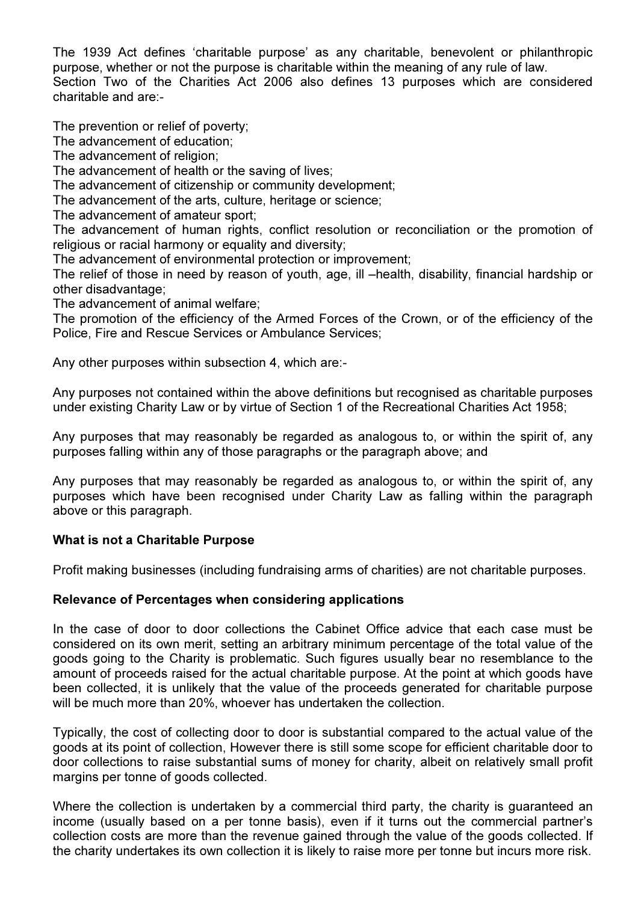The 1939 Act defines ‘charitable purpose’ as any charitable, benevolent or philanthropic purpose, whether or not the purpose is charitable within the meaning of any rule of law.
Section Two of the Charities Act 2006 also defines 13 purposes which are considered charitable and are:-

The prevention or relief of poverty;
The advancement of education;
The advancement of religion;
The advancement of health or the saving of lives;
The advancement of citizenship or community development;
The advancement of the arts, culture, heritage or science;
The advancement of amateur sport;
The advancement of human rights, conflict resolution or reconciliation or the promotion of religious or racial harmony or equality and diversity;
The advancement of environmental protection or improvement;
The relief of those in need by reason of youth, age, ill –health, disability, financial hardship or other disadvantage;
The advancement of animal welfare;
The promotion of the efficiency of the Armed Forces of the Crown, or of the efficiency of the Police, Fire and Rescue Services or Ambulance Services;

Any other purposes within subsection 4, which are:-

Any purposes not contained within the above definitions but recognised as charitable purposes under existing Charity Law or by virtue of Section 1 of the Recreational Charities Act 1958;

Any purposes that may reasonably be regarded as analogous to, or within the spirit of, any purposes falling within any of those paragraphs or the paragraph above; and

Any purposes that may reasonably be regarded as analogous to, or within the spirit of, any purposes which have been recognised under Charity Law as falling within the paragraph above or this paragraph.

**What is not a Charitable Purpose**

Profit making businesses (including fundraising arms of charities) are not charitable purposes.

**Relevance of Percentages when considering applications**

In the case of door to door collections the Cabinet Office advice that each case must be considered on its own merit, setting an arbitrary minimum percentage of the total value of the goods going to the Charity is problematic. Such figures usually bear no resemblance to the amount of proceeds raised for the actual charitable purpose. At the point at which goods have been collected, it is unlikely that the value of the proceeds generated for charitable purpose will be much more than 20%, whoever has undertaken the collection.

Typically, the cost of collecting door to door is substantial compared to the actual value of the goods at its point of collection, However there is still some scope for efficient charitable door to door collections to raise substantial sums of money for charity, albeit on relatively small profit margins per tonne of goods collected.

Where the collection is undertaken by a commercial third party, the charity is guaranteed an income (usually based on a per tonne basis), even if it turns out the commercial partner’s collection costs are more than the revenue gained through the value of the goods collected. If the charity undertakes its own collection it is likely to raise more per tonne but incurs more risk.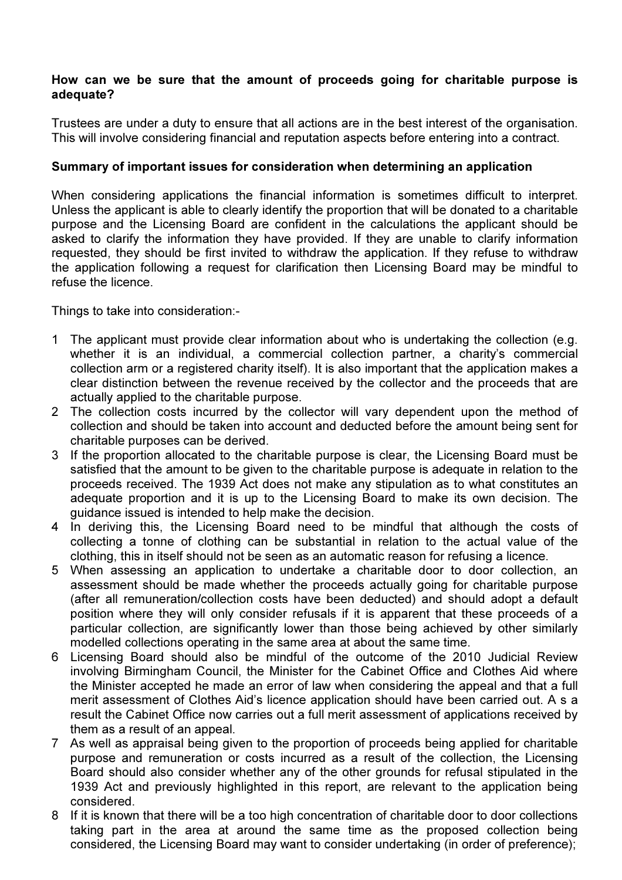**How can we be sure that the amount of proceeds going for charitable purpose is adequate?**

Trustees are under a duty to ensure that all actions are in the best interest of the organisation. This will involve considering financial and reputation aspects before entering into a contract.

**Summary of important issues for consideration when determining an application**

When considering applications the financial information is sometimes difficult to interpret. Unless the applicant is able to clearly identify the proportion that will be donated to a charitable purpose and the Licensing Board are confident in the calculations the applicant should be asked to clarify the information they have provided. If they are unable to clarify information requested, they should be first invited to withdraw the application. If they refuse to withdraw the application following a request for clarification then Licensing Board may be mindful to refuse the licence.

Things to take into consideration:-

1. The applicant must provide clear information about who is undertaking the collection (e.g. whether it is an individual, a commercial collection partner, a charity's commercial collection arm or a registered charity itself). It is also important that the application makes a clear distinction between the revenue received by the collector and the proceeds that are actually applied to the charitable purpose.
2. The collection costs incurred by the collector will vary dependent upon the method of collection and should be taken into account and deducted before the amount being sent for charitable purposes can be derived.
3. If the proportion allocated to the charitable purpose is clear, the Licensing Board must be satisfied that the amount to be given to the charitable purpose is adequate in relation to the proceeds received. The 1939 Act does not make any stipulation as to what constitutes an adequate proportion and it is up to the Licensing Board to make its own decision. The guidance issued is intended to help make the decision.
4. In deriving this, the Licensing Board need to be mindful that although the costs of collecting a tonne of clothing can be substantial in relation to the actual value of the clothing, this in itself should not be seen as an automatic reason for refusing a licence.
5. When assessing an application to undertake a charitable door to door collection, an assessment should be made whether the proceeds actually going for charitable purpose (after all remuneration/collection costs have been deducted) and should adopt a default position where they will only consider refusals if it is apparent that these proceeds of a particular collection, are significantly lower than those being achieved by other similarly modelled collections operating in the same area at about the same time.
6. Licensing Board should also be mindful of the outcome of the 2010 Judicial Review involving Birmingham Council, the Minister for the Cabinet Office and Clothes Aid where the Minister accepted he made an error of law when considering the appeal and that a full merit assessment of Clothes Aid's licence application should have been carried out. A s a result the Cabinet Office now carries out a full merit assessment of applications received by them as a result of an appeal.
7. As well as appraisal being given to the proportion of proceeds being applied for charitable purpose and remuneration or costs incurred as a result of the collection, the Licensing Board should also consider whether any of the other grounds for refusal stipulated in the 1939 Act and previously highlighted in this report, are relevant to the application being considered.
8. If it is known that there will be a too high concentration of charitable door to door collections taking part in the area at around the same time as the proposed collection being considered, the Licensing Board may want to consider undertaking (in order of preference);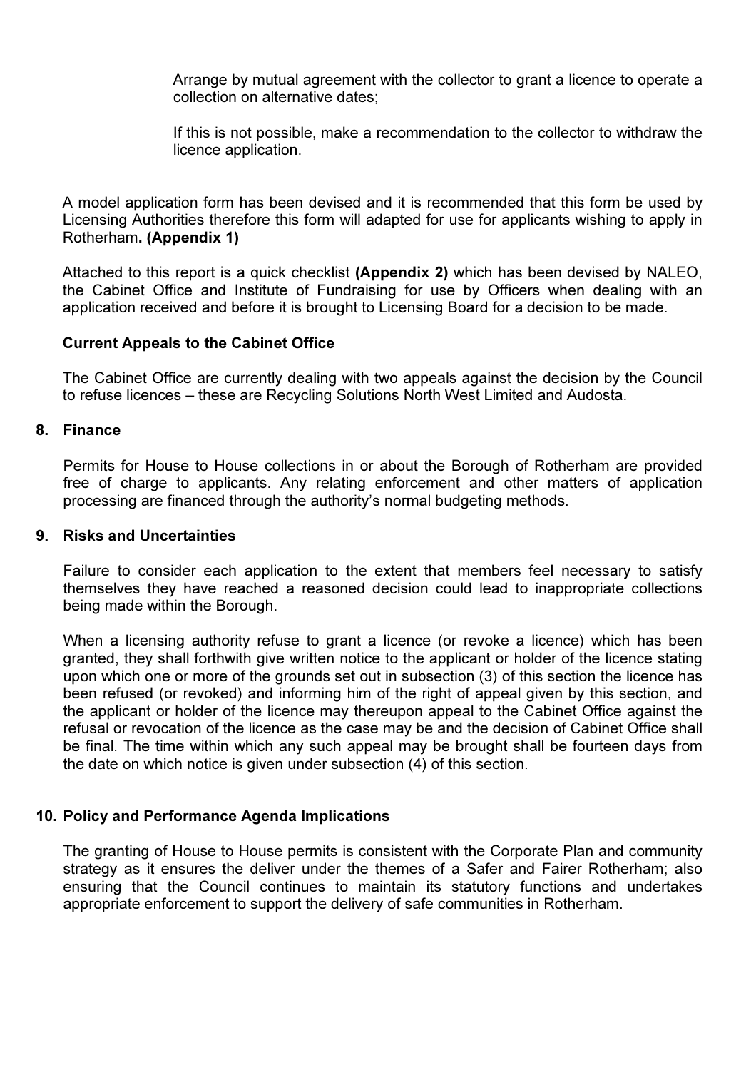Arrange by mutual agreement with the collector to grant a licence to operate a collection on alternative dates;

If this is not possible, make a recommendation to the collector to withdraw the licence application.

A model application form has been devised and it is recommended that this form be used by Licensing Authorities therefore this form will adapted for use for applicants wishing to apply in Rotherham**. (Appendix 1)**

Attached to this report is a quick checklist **(Appendix 2)** which has been devised by NALEO, the Cabinet Office and Institute of Fundraising for use by Officers when dealing with an application received and before it is brought to Licensing Board for a decision to be made.

**Current Appeals to the Cabinet Office**

The Cabinet Office are currently dealing with two appeals against the decision by the Council to refuse licences – these are Recycling Solutions North West Limited and Audosta.

## 8. Finance

Permits for House to House collections in or about the Borough of Rotherham are provided free of charge to applicants. Any relating enforcement and other matters of application processing are financed through the authority's normal budgeting methods.

## 9. Risks and Uncertainties

Failure to consider each application to the extent that members feel necessary to satisfy themselves they have reached a reasoned decision could lead to inappropriate collections being made within the Borough.

When a licensing authority refuse to grant a licence (or revoke a licence) which has been granted, they shall forthwith give written notice to the applicant or holder of the licence stating upon which one or more of the grounds set out in subsection (3) of this section the licence has been refused (or revoked) and informing him of the right of appeal given by this section, and the applicant or holder of the licence may thereupon appeal to the Cabinet Office against the refusal or revocation of the licence as the case may be and the decision of Cabinet Office shall be final. The time within which any such appeal may be brought shall be fourteen days from the date on which notice is given under subsection (4) of this section.

## 10. Policy and Performance Agenda Implications

The granting of House to House permits is consistent with the Corporate Plan and community strategy as it ensures the deliver under the themes of a Safer and Fairer Rotherham; also ensuring that the Council continues to maintain its statutory functions and undertakes appropriate enforcement to support the delivery of safe communities in Rotherham.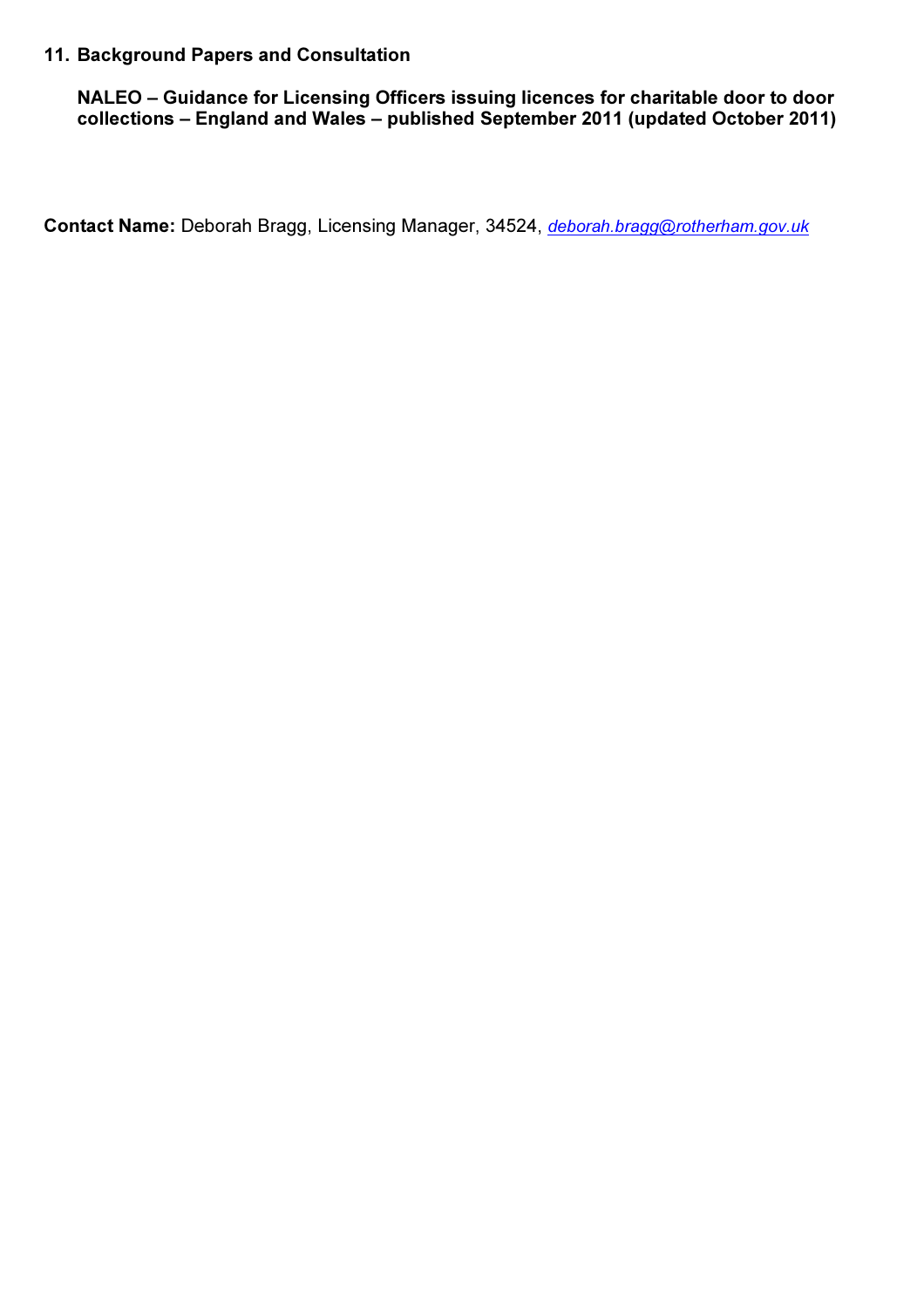## 11. Background Papers and Consultation

**NALEO – Guidance for Licensing Officers issuing licences for charitable door to door collections – England and Wales – published September 2011 (updated October 2011)**

**Contact Name:** Deborah Bragg, Licensing Manager, 34524, *deborah.bragg@rotherham.gov.uk*